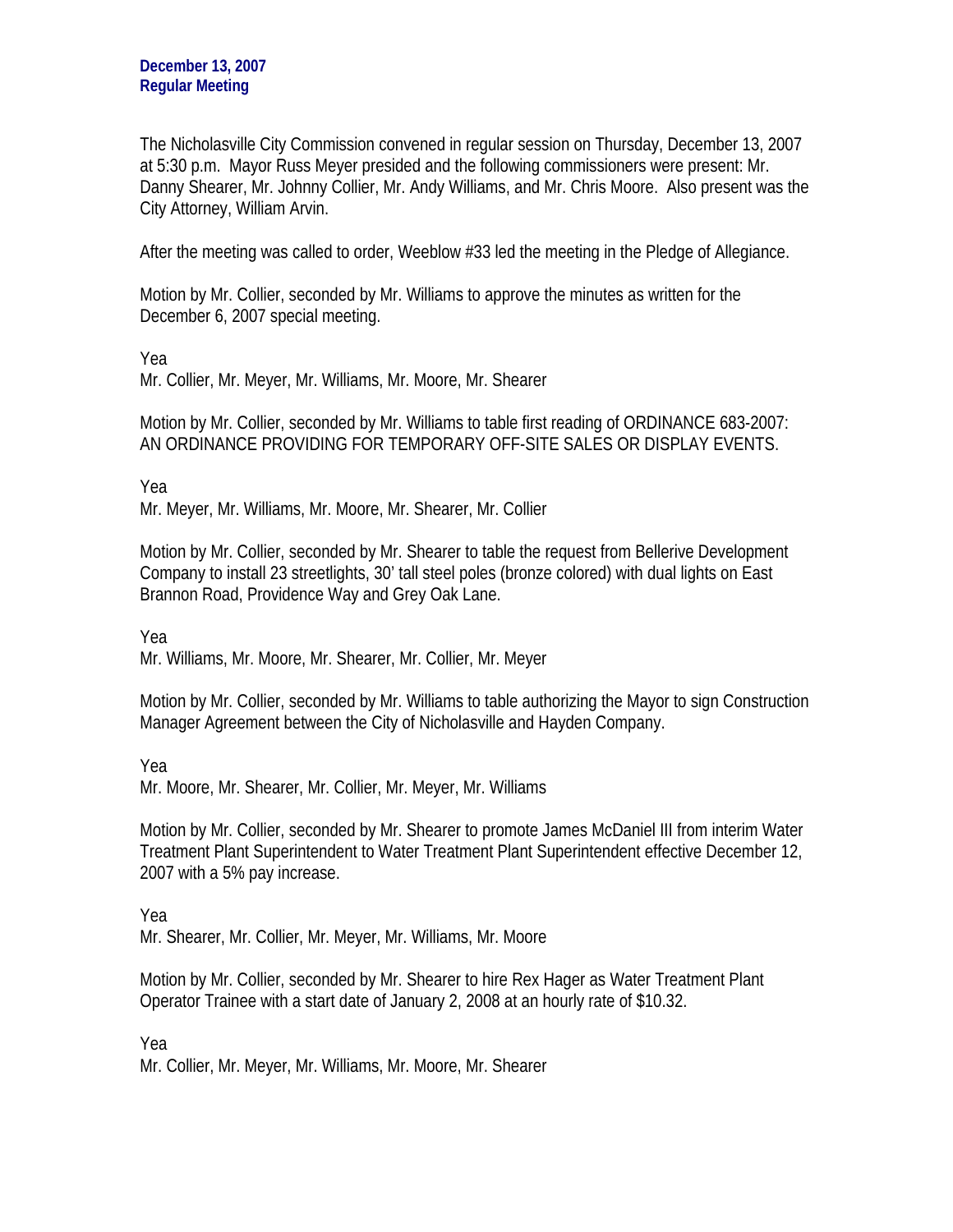**December 13, 2007**
**Regular Meeting**

The Nicholasville City Commission convened in regular session on Thursday, December 13, 2007 at 5:30 p.m. Mayor Russ Meyer presided and the following commissioners were present: Mr. Danny Shearer, Mr. Johnny Collier, Mr. Andy Williams, and Mr. Chris Moore. Also present was the City Attorney, William Arvin.

After the meeting was called to order, Weeblow #33 led the meeting in the Pledge of Allegiance.

Motion by Mr. Collier, seconded by Mr. Williams to approve the minutes as written for the December 6, 2007 special meeting.

Yea
Mr. Collier, Mr. Meyer, Mr. Williams, Mr. Moore, Mr. Shearer

Motion by Mr. Collier, seconded by Mr. Williams to table first reading of ORDINANCE 683-2007: AN ORDINANCE PROVIDING FOR TEMPORARY OFF-SITE SALES OR DISPLAY EVENTS.

Yea
Mr. Meyer, Mr. Williams, Mr. Moore, Mr. Shearer, Mr. Collier

Motion by Mr. Collier, seconded by Mr. Shearer to table the request from Bellerive Development Company to install 23 streetlights, 30' tall steel poles (bronze colored) with dual lights on East Brannon Road, Providence Way and Grey Oak Lane.

Yea
Mr. Williams, Mr. Moore, Mr. Shearer, Mr. Collier, Mr. Meyer

Motion by Mr. Collier, seconded by Mr. Williams to table authorizing the Mayor to sign Construction Manager Agreement between the City of Nicholasville and Hayden Company.

Yea
Mr. Moore, Mr. Shearer, Mr. Collier, Mr. Meyer, Mr. Williams

Motion by Mr. Collier, seconded by Mr. Shearer to promote James McDaniel III from interim Water Treatment Plant Superintendent to Water Treatment Plant Superintendent effective December 12, 2007 with a 5% pay increase.

Yea
Mr. Shearer, Mr. Collier, Mr. Meyer, Mr. Williams, Mr. Moore

Motion by Mr. Collier, seconded by Mr. Shearer to hire Rex Hager as Water Treatment Plant Operator Trainee with a start date of January 2, 2008 at an hourly rate of $10.32.

Yea
Mr. Collier, Mr. Meyer, Mr. Williams, Mr. Moore, Mr. Shearer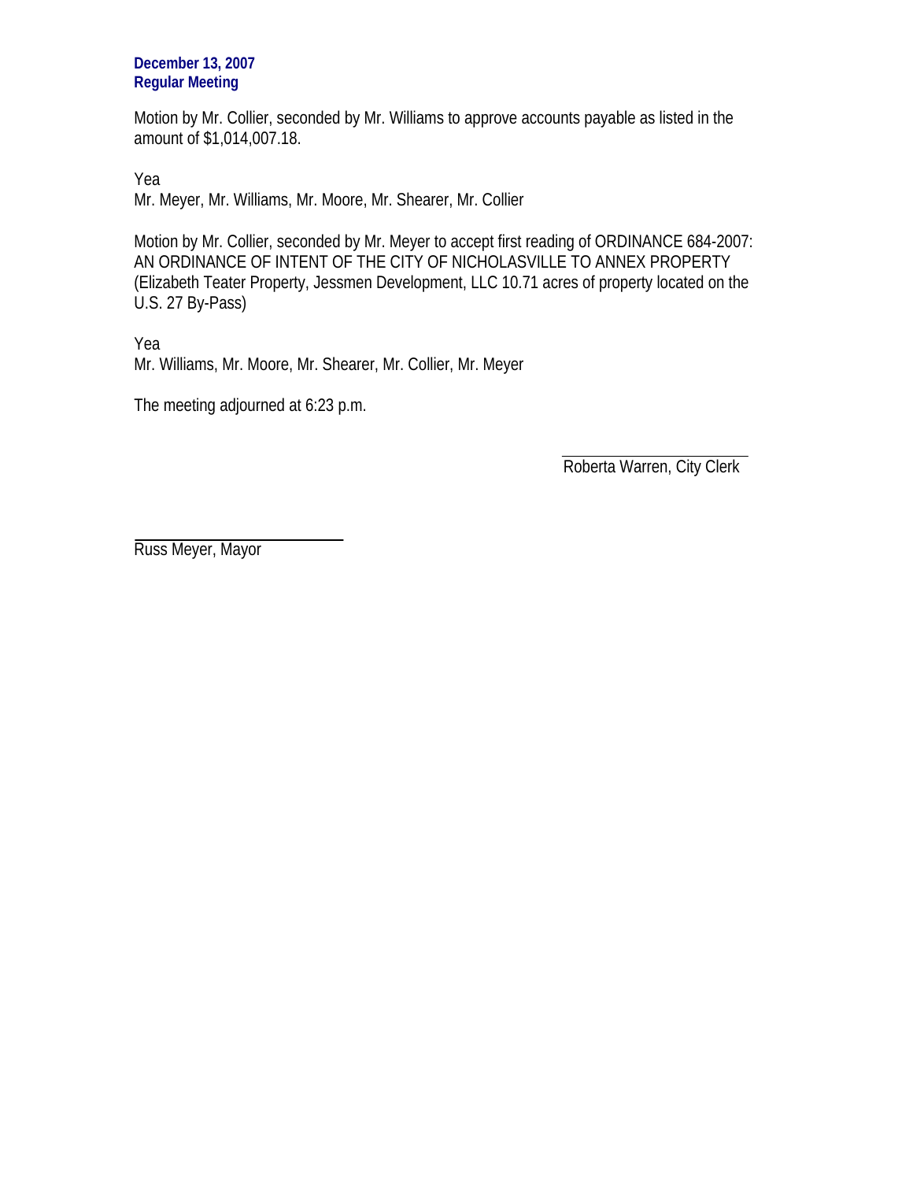**December 13, 2007**
**Regular Meeting**

Motion by Mr. Collier, seconded by Mr. Williams to approve accounts payable as listed in the amount of $1,014,007.18.

Yea
Mr. Meyer, Mr. Williams, Mr. Moore, Mr. Shearer, Mr. Collier

Motion by Mr. Collier, seconded by Mr. Meyer to accept first reading of ORDINANCE 684-2007: AN ORDINANCE OF INTENT OF THE CITY OF NICHOLASVILLE TO ANNEX PROPERTY (Elizabeth Teater Property, Jessmen Development, LLC 10.71 acres of property located on the U.S. 27 By-Pass)

Yea
Mr. Williams, Mr. Moore, Mr. Shearer, Mr. Collier, Mr. Meyer

The meeting adjourned at 6:23 p.m.

Roberta Warren, City Clerk

Russ Meyer, Mayor